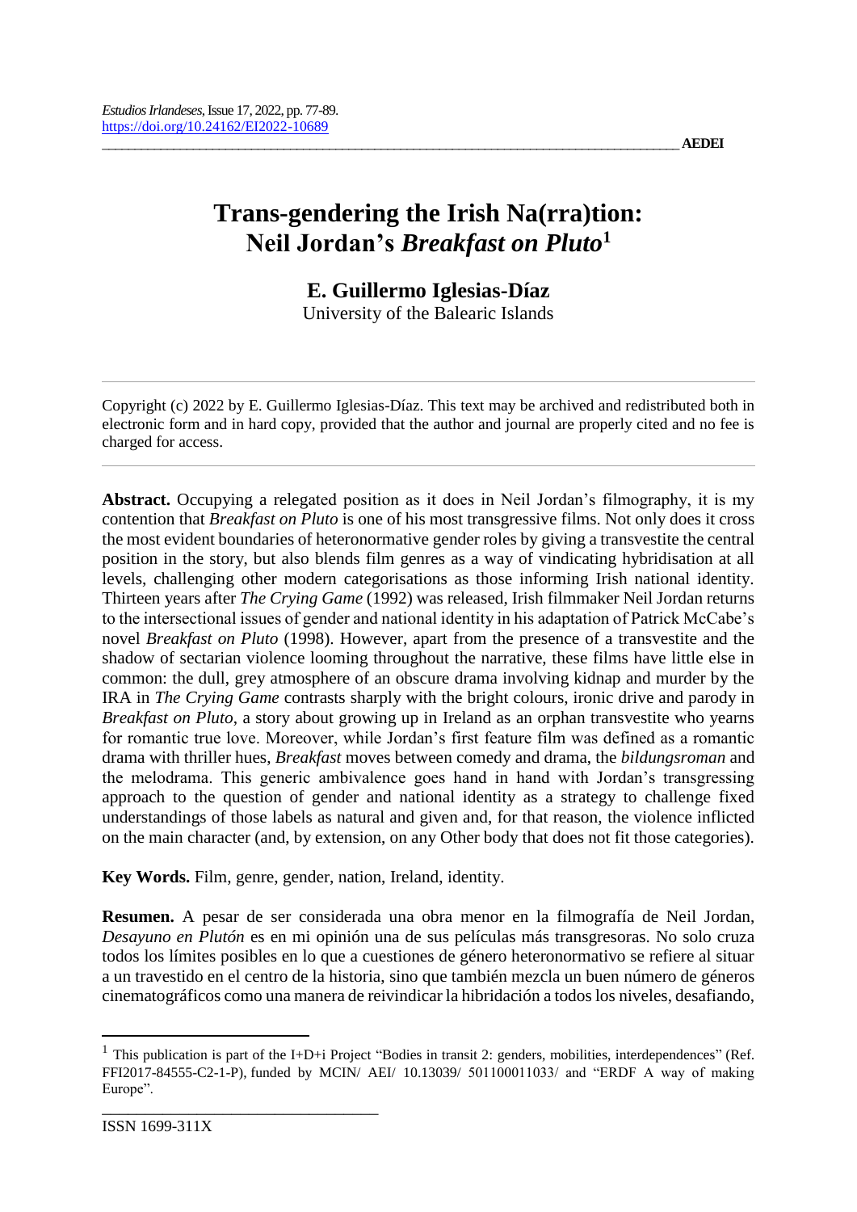# Trans-gendering the Irish Na(rra)tion: Neil Jordan's *Breakfast on Pluto*[1]

**E. Guillermo Iglesias-Díaz**

University of the Balearic Islands

Copyright (c) 2022 by E. Guillermo Iglesias-Díaz. This text may be archived and redistributed both in electronic form and in hard copy, provided that the author and journal are properly cited and no fee is charged for access.

**Abstract.** Occupying a relegated position as it does in Neil Jordan's filmography, it is my contention that *Breakfast on Pluto* is one of his most transgressive films. Not only does it cross the most evident boundaries of heteronormative gender roles by giving a transvestite the central position in the story, but also blends film genres as a way of vindicating hybridisation at all levels, challenging other modern categorisations as those informing Irish national identity. Thirteen years after *The Crying Game* (1992) was released, Irish filmmaker Neil Jordan returns to the intersectional issues of gender and national identity in his adaptation of Patrick McCabe's novel *Breakfast on Pluto* (1998). However, apart from the presence of a transvestite and the shadow of sectarian violence looming throughout the narrative, these films have little else in common: the dull, grey atmosphere of an obscure drama involving kidnap and murder by the IRA in *The Crying Game* contrasts sharply with the bright colours, ironic drive and parody in *Breakfast on Pluto*, a story about growing up in Ireland as an orphan transvestite who yearns for romantic true love. Moreover, while Jordan's first feature film was defined as a romantic drama with thriller hues, *Breakfast* moves between comedy and drama, the *bildungsroman* and the melodrama. This generic ambivalence goes hand in hand with Jordan's transgressing approach to the question of gender and national identity as a strategy to challenge fixed understandings of those labels as natural and given and, for that reason, the violence inflicted on the main character (and, by extension, on any Other body that does not fit those categories).

**Key Words.** Film, genre, gender, nation, Ireland, identity.

**Resumen.** A pesar de ser considerada una obra menor en la filmografía de Neil Jordan, *Desayuno en Plutón* es en mi opinión una de sus películas más transgresoras. No solo cruza todos los límites posibles en lo que a cuestiones de género heteronormativo se refiere al situar a un travestido en el centro de la historia, sino que también mezcla un buen número de géneros cinematográficos como una manera de reivindicar la hibridación a todos los niveles, desafiando,

[1] This publication is part of the I+D+i Project "Bodies in transit 2: genders, mobilities, interdependences" (Ref. FFI2017-84555-C2-1-P), funded by MCIN/ AEI/ 10.13039/ 501100011033/ and "ERDF A way of making Europe".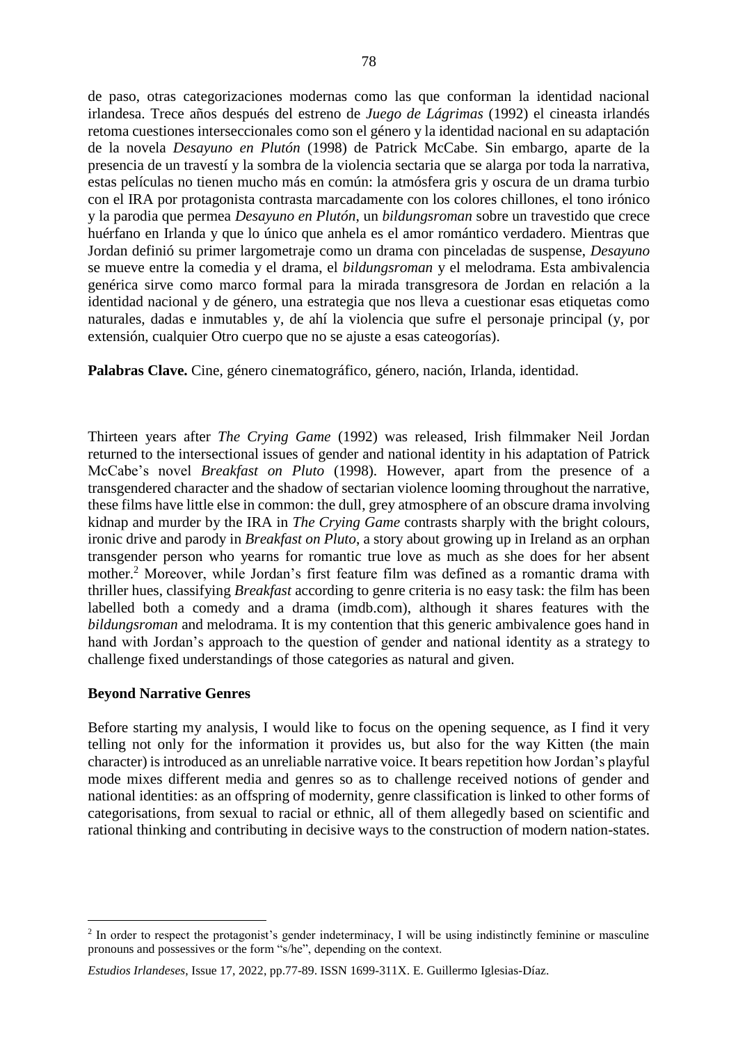de paso, otras categorizaciones modernas como las que conforman la identidad nacional irlandesa. Trece años después del estreno de *Juego de Lágrimas* (1992) el cineasta irlandés retoma cuestiones interseccionales como son el género y la identidad nacional en su adaptación de la novela *Desayuno en Plutón* (1998) de Patrick McCabe. Sin embargo, aparte de la presencia de un travestí y la sombra de la violencia sectaria que se alarga por toda la narrativa, estas películas no tienen mucho más en común: la atmósfera gris y oscura de un drama turbio con el IRA por protagonista contrasta marcadamente con los colores chillones, el tono irónico y la parodia que permea *Desayuno en Plutón*, un *bildungsroman* sobre un travestido que crece huérfano en Irlanda y que lo único que anhela es el amor romántico verdadero. Mientras que Jordan definió su primer largometraje como un drama con pinceladas de suspense, *Desayuno* se mueve entre la comedia y el drama, el *bildungsroman* y el melodrama. Esta ambivalencia genérica sirve como marco formal para la mirada transgresora de Jordan en relación a la identidad nacional y de género, una estrategia que nos lleva a cuestionar esas etiquetas como naturales, dadas e inmutables y, de ahí la violencia que sufre el personaje principal (y, por extensión, cualquier Otro cuerpo que no se ajuste a esas cateogorías).

**Palabras Clave.** Cine, género cinematográfico, género, nación, Irlanda, identidad.

Thirteen years after *The Crying Game* (1992) was released, Irish filmmaker Neil Jordan returned to the intersectional issues of gender and national identity in his adaptation of Patrick McCabe's novel *Breakfast on Pluto* (1998). However, apart from the presence of a transgendered character and the shadow of sectarian violence looming throughout the narrative, these films have little else in common: the dull, grey atmosphere of an obscure drama involving kidnap and murder by the IRA in *The Crying Game* contrasts sharply with the bright colours, ironic drive and parody in *Breakfast on Pluto*, a story about growing up in Ireland as an orphan transgender person who yearns for romantic true love as much as she does for her absent mother.[2] Moreover, while Jordan's first feature film was defined as a romantic drama with thriller hues, classifying *Breakfast* according to genre criteria is no easy task: the film has been labelled both a comedy and a drama (imdb.com), although it shares features with the *bildungsroman* and melodrama. It is my contention that this generic ambivalence goes hand in hand with Jordan's approach to the question of gender and national identity as a strategy to challenge fixed understandings of those categories as natural and given.

## Beyond Narrative Genres

Before starting my analysis, I would like to focus on the opening sequence, as I find it very telling not only for the information it provides us, but also for the way Kitten (the main character) is introduced as an unreliable narrative voice. It bears repetition how Jordan's playful mode mixes different media and genres so as to challenge received notions of gender and national identities: as an offspring of modernity, genre classification is linked to other forms of categorisations, from sexual to racial or ethnic, all of them allegedly based on scientific and rational thinking and contributing in decisive ways to the construction of modern nation-states.

[2] In order to respect the protagonist's gender indeterminacy, I will be using indistinctly feminine or masculine pronouns and possessives or the form "s/he", depending on the context.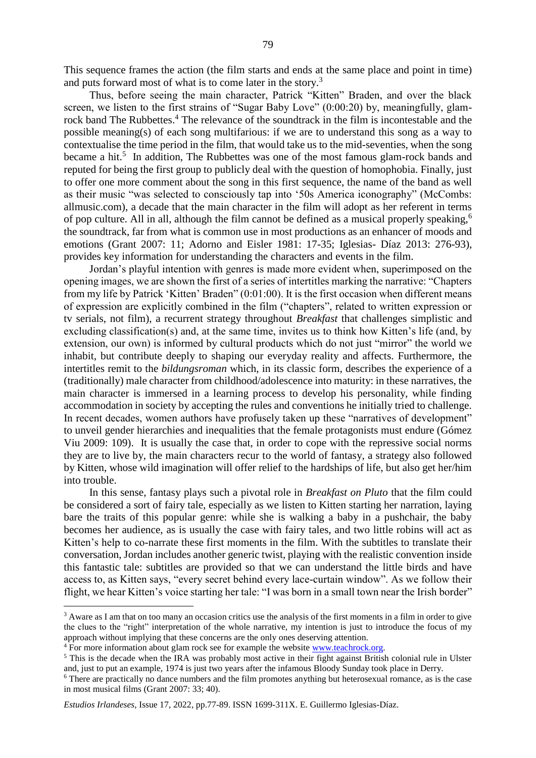This sequence frames the action (the film starts and ends at the same place and point in time) and puts forward most of what is to come later in the story.[3]

Thus, before seeing the main character, Patrick "Kitten" Braden, and over the black screen, we listen to the first strains of "Sugar Baby Love" (0:00:20) by, meaningfully, glam-rock band The Rubbettes.[4] The relevance of the soundtrack in the film is incontestable and the possible meaning(s) of each song multifarious: if we are to understand this song as a way to contextualise the time period in the film, that would take us to the mid-seventies, when the song became a hit.[5] In addition, The Rubbettes was one of the most famous glam-rock bands and reputed for being the first group to publicly deal with the question of homophobia. Finally, just to offer one more comment about the song in this first sequence, the name of the band as well as their music "was selected to consciously tap into '50s America iconography" (McCombs: allmusic.com), a decade that the main character in the film will adopt as her referent in terms of pop culture. All in all, although the film cannot be defined as a musical properly speaking,[6] the soundtrack, far from what is common use in most productions as an enhancer of moods and emotions (Grant 2007: 11; Adorno and Eisler 1981: 17-35; Iglesias- Díaz 2013: 276-93), provides key information for understanding the characters and events in the film.

Jordan's playful intention with genres is made more evident when, superimposed on the opening images, we are shown the first of a series of intertitles marking the narrative: "Chapters from my life by Patrick 'Kitten' Braden" (0:01:00). It is the first occasion when different means of expression are explicitly combined in the film ("chapters", related to written expression or tv serials, not film), a recurrent strategy throughout *Breakfast* that challenges simplistic and excluding classification(s) and, at the same time, invites us to think how Kitten's life (and, by extension, our own) is informed by cultural products which do not just "mirror" the world we inhabit, but contribute deeply to shaping our everyday reality and affects. Furthermore, the intertitles remit to the *bildungsroman* which, in its classic form, describes the experience of a (traditionally) male character from childhood/adolescence into maturity: in these narratives, the main character is immersed in a learning process to develop his personality, while finding accommodation in society by accepting the rules and conventions he initially tried to challenge. In recent decades, women authors have profusely taken up these "narratives of development" to unveil gender hierarchies and inequalities that the female protagonists must endure (Gómez Viu 2009: 109). It is usually the case that, in order to cope with the repressive social norms they are to live by, the main characters recur to the world of fantasy, a strategy also followed by Kitten, whose wild imagination will offer relief to the hardships of life, but also get her/him into trouble.

In this sense, fantasy plays such a pivotal role in *Breakfast on Pluto* that the film could be considered a sort of fairy tale, especially as we listen to Kitten starting her narration, laying bare the traits of this popular genre: while she is walking a baby in a pushchair, the baby becomes her audience, as is usually the case with fairy tales, and two little robins will act as Kitten's help to co-narrate these first moments in the film. With the subtitles to translate their conversation, Jordan includes another generic twist, playing with the realistic convention inside this fantastic tale: subtitles are provided so that we can understand the little birds and have access to, as Kitten says, "every secret behind every lace-curtain window". As we follow their flight, we hear Kitten's voice starting her tale: "I was born in a small town near the Irish border"

---

[3] Aware as I am that on too many an occasion critics use the analysis of the first moments in a film in order to give the clues to the "right" interpretation of the whole narrative, my intention is just to introduce the focus of my approach without implying that these concerns are the only ones deserving attention.

[4] For more information about glam rock see for example the website www.teachrock.org.

[5] This is the decade when the IRA was probably most active in their fight against British colonial rule in Ulster and, just to put an example, 1974 is just two years after the infamous Bloody Sunday took place in Derry.

[6] There are practically no dance numbers and the film promotes anything but heterosexual romance, as is the case in most musical films (Grant 2007: 33; 40).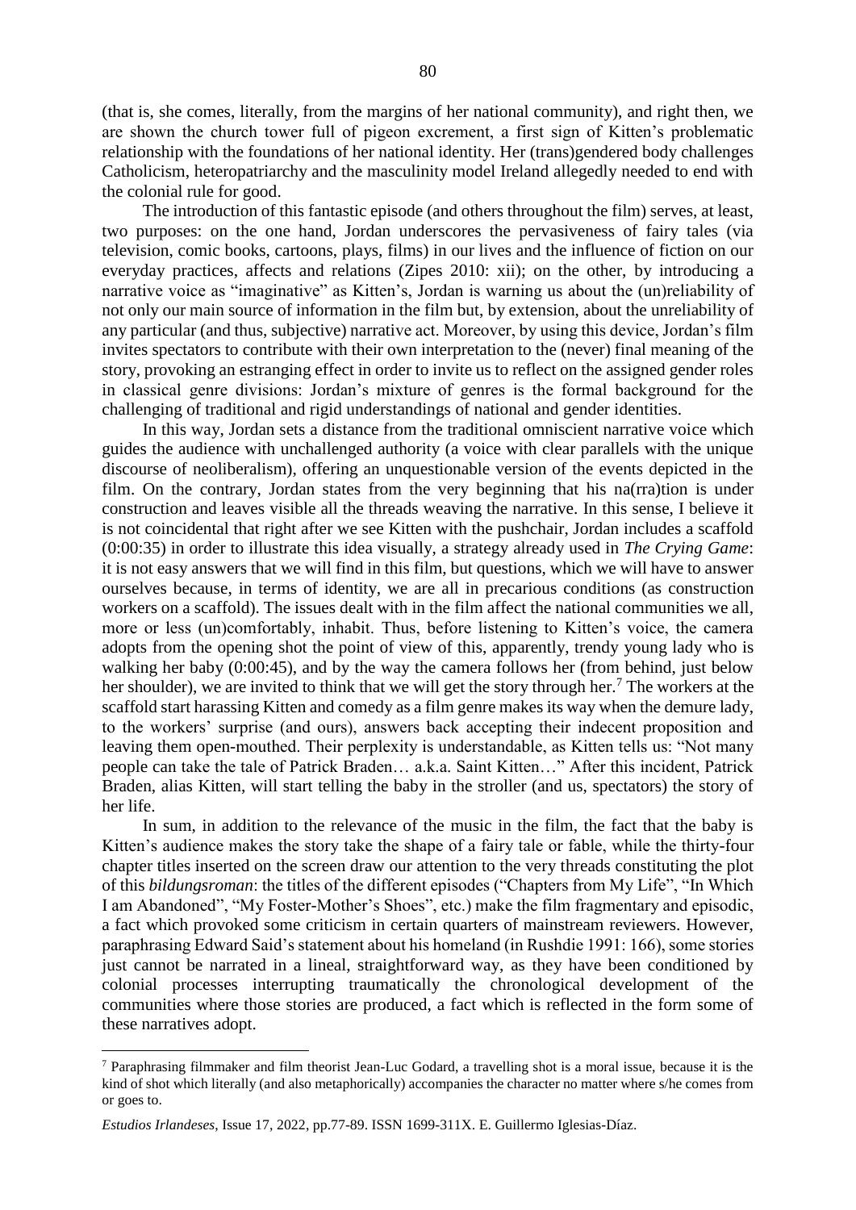(that is, she comes, literally, from the margins of her national community), and right then, we are shown the church tower full of pigeon excrement, a first sign of Kitten's problematic relationship with the foundations of her national identity. Her (trans)gendered body challenges Catholicism, heteropatriarchy and the masculinity model Ireland allegedly needed to end with the colonial rule for good.

The introduction of this fantastic episode (and others throughout the film) serves, at least, two purposes: on the one hand, Jordan underscores the pervasiveness of fairy tales (via television, comic books, cartoons, plays, films) in our lives and the influence of fiction on our everyday practices, affects and relations (Zipes 2010: xii); on the other, by introducing a narrative voice as "imaginative" as Kitten's, Jordan is warning us about the (un)reliability of not only our main source of information in the film but, by extension, about the unreliability of any particular (and thus, subjective) narrative act. Moreover, by using this device, Jordan's film invites spectators to contribute with their own interpretation to the (never) final meaning of the story, provoking an estranging effect in order to invite us to reflect on the assigned gender roles in classical genre divisions: Jordan's mixture of genres is the formal background for the challenging of traditional and rigid understandings of national and gender identities.

In this way, Jordan sets a distance from the traditional omniscient narrative voice which guides the audience with unchallenged authority (a voice with clear parallels with the unique discourse of neoliberalism), offering an unquestionable version of the events depicted in the film. On the contrary, Jordan states from the very beginning that his na(rra)tion is under construction and leaves visible all the threads weaving the narrative. In this sense, I believe it is not coincidental that right after we see Kitten with the pushchair, Jordan includes a scaffold (0:00:35) in order to illustrate this idea visually, a strategy already used in *The Crying Game*: it is not easy answers that we will find in this film, but questions, which we will have to answer ourselves because, in terms of identity, we are all in precarious conditions (as construction workers on a scaffold). The issues dealt with in the film affect the national communities we all, more or less (un)comfortably, inhabit. Thus, before listening to Kitten's voice, the camera adopts from the opening shot the point of view of this, apparently, trendy young lady who is walking her baby (0:00:45), and by the way the camera follows her (from behind, just below her shoulder), we are invited to think that we will get the story through her.[7] The workers at the scaffold start harassing Kitten and comedy as a film genre makes its way when the demure lady, to the workers' surprise (and ours), answers back accepting their indecent proposition and leaving them open-mouthed. Their perplexity is understandable, as Kitten tells us: "Not many people can take the tale of Patrick Braden… a.k.a. Saint Kitten…" After this incident, Patrick Braden, alias Kitten, will start telling the baby in the stroller (and us, spectators) the story of her life.

In sum, in addition to the relevance of the music in the film, the fact that the baby is Kitten's audience makes the story take the shape of a fairy tale or fable, while the thirty-four chapter titles inserted on the screen draw our attention to the very threads constituting the plot of this *bildungsroman*: the titles of the different episodes ("Chapters from My Life", "In Which I am Abandoned", "My Foster-Mother's Shoes", etc.) make the film fragmentary and episodic, a fact which provoked some criticism in certain quarters of mainstream reviewers. However, paraphrasing Edward Said's statement about his homeland (in Rushdie 1991: 166), some stories just cannot be narrated in a lineal, straightforward way, as they have been conditioned by colonial processes interrupting traumatically the chronological development of the communities where those stories are produced, a fact which is reflected in the form some of these narratives adopt.

---

[7] Paraphrasing filmmaker and film theorist Jean-Luc Godard, a travelling shot is a moral issue, because it is the kind of shot which literally (and also metaphorically) accompanies the character no matter where s/he comes from or goes to.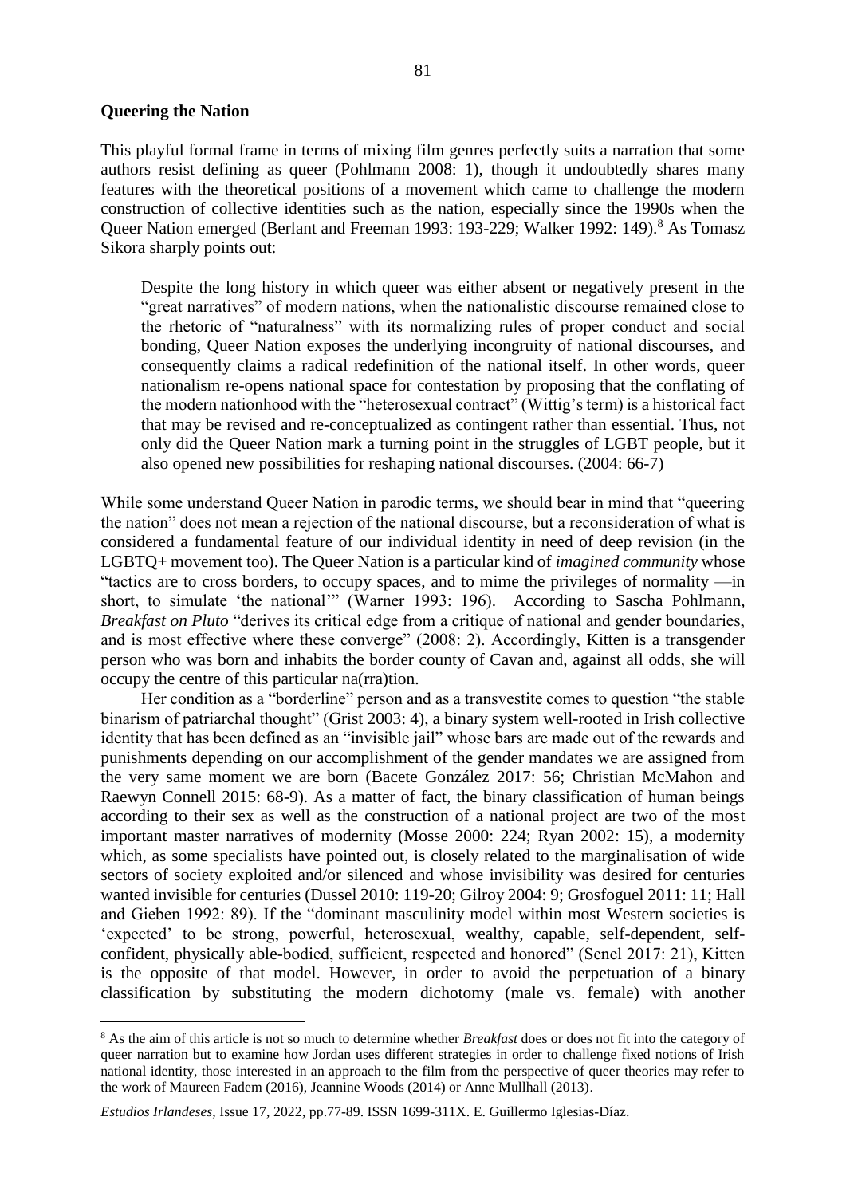**Queering the Nation**

This playful formal frame in terms of mixing film genres perfectly suits a narration that some authors resist defining as queer (Pohlmann 2008: 1), though it undoubtedly shares many features with the theoretical positions of a movement which came to challenge the modern construction of collective identities such as the nation, especially since the 1990s when the Queer Nation emerged (Berlant and Freeman 1993: 193-229; Walker 1992: 149).[8] As Tomasz Sikora sharply points out:

> Despite the long history in which queer was either absent or negatively present in the "great narratives" of modern nations, when the nationalistic discourse remained close to the rhetoric of "naturalness" with its normalizing rules of proper conduct and social bonding, Queer Nation exposes the underlying incongruity of national discourses, and consequently claims a radical redefinition of the national itself. In other words, queer nationalism re-opens national space for contestation by proposing that the conflating of the modern nationhood with the "heterosexual contract" (Wittig's term) is a historical fact that may be revised and re-conceptualized as contingent rather than essential. Thus, not only did the Queer Nation mark a turning point in the struggles of LGBT people, but it also opened new possibilities for reshaping national discourses. (2004: 66-7)

While some understand Queer Nation in parodic terms, we should bear in mind that "queering the nation" does not mean a rejection of the national discourse, but a reconsideration of what is considered a fundamental feature of our individual identity in need of deep revision (in the LGBTQ+ movement too). The Queer Nation is a particular kind of *imagined community* whose "tactics are to cross borders, to occupy spaces, and to mime the privileges of normality —in short, to simulate 'the national'" (Warner 1993: 196). According to Sascha Pohlmann, *Breakfast on Pluto* "derives its critical edge from a critique of national and gender boundaries, and is most effective where these converge" (2008: 2). Accordingly, Kitten is a transgender person who was born and inhabits the border county of Cavan and, against all odds, she will occupy the centre of this particular na(rra)tion.

Her condition as a "borderline" person and as a transvestite comes to question "the stable binarism of patriarchal thought" (Grist 2003: 4), a binary system well-rooted in Irish collective identity that has been defined as an "invisible jail" whose bars are made out of the rewards and punishments depending on our accomplishment of the gender mandates we are assigned from the very same moment we are born (Bacete González 2017: 56; Christian McMahon and Raewyn Connell 2015: 68-9). As a matter of fact, the binary classification of human beings according to their sex as well as the construction of a national project are two of the most important master narratives of modernity (Mosse 2000: 224; Ryan 2002: 15), a modernity which, as some specialists have pointed out, is closely related to the marginalisation of wide sectors of society exploited and/or silenced and whose invisibility was desired for centuries wanted invisible for centuries (Dussel 2010: 119-20; Gilroy 2004: 9; Grosfoguel 2011: 11; Hall and Gieben 1992: 89). If the "dominant masculinity model within most Western societies is 'expected' to be strong, powerful, heterosexual, wealthy, capable, self-dependent, self-confident, physically able-bodied, sufficient, respected and honored" (Senel 2017: 21), Kitten is the opposite of that model. However, in order to avoid the perpetuation of a binary classification by substituting the modern dichotomy (male vs. female) with another

---

[8] As the aim of this article is not so much to determine whether *Breakfast* does or does not fit into the category of queer narration but to examine how Jordan uses different strategies in order to challenge fixed notions of Irish national identity, those interested in an approach to the film from the perspective of queer theories may refer to the work of Maureen Fadem (2016), Jeannine Woods (2014) or Anne Mullhall (2013).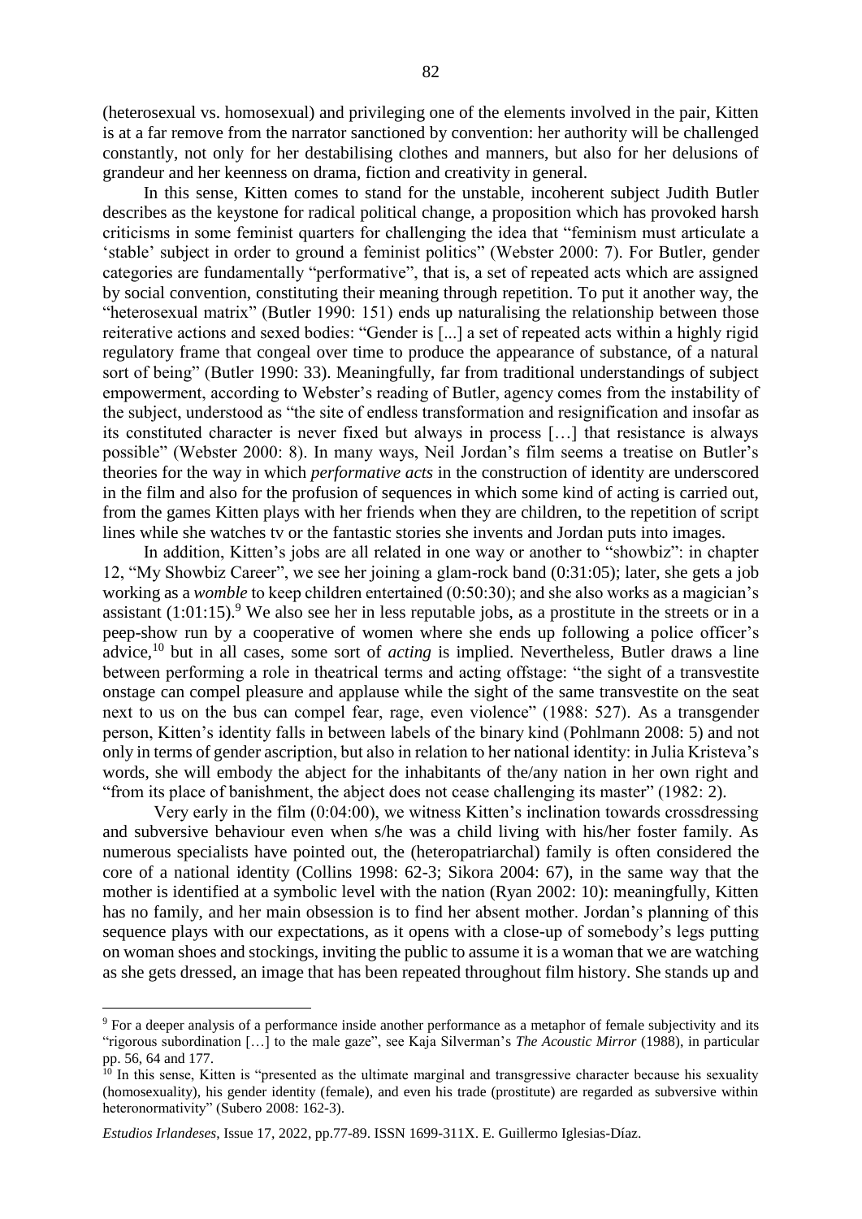(heterosexual vs. homosexual) and privileging one of the elements involved in the pair, Kitten is at a far remove from the narrator sanctioned by convention: her authority will be challenged constantly, not only for her destabilising clothes and manners, but also for her delusions of grandeur and her keenness on drama, fiction and creativity in general.

In this sense, Kitten comes to stand for the unstable, incoherent subject Judith Butler describes as the keystone for radical political change, a proposition which has provoked harsh criticisms in some feminist quarters for challenging the idea that "feminism must articulate a 'stable' subject in order to ground a feminist politics" (Webster 2000: 7). For Butler, gender categories are fundamentally "performative", that is, a set of repeated acts which are assigned by social convention, constituting their meaning through repetition. To put it another way, the "heterosexual matrix" (Butler 1990: 151) ends up naturalising the relationship between those reiterative actions and sexed bodies: "Gender is [...] a set of repeated acts within a highly rigid regulatory frame that congeal over time to produce the appearance of substance, of a natural sort of being" (Butler 1990: 33). Meaningfully, far from traditional understandings of subject empowerment, according to Webster's reading of Butler, agency comes from the instability of the subject, understood as "the site of endless transformation and resignification and insofar as its constituted character is never fixed but always in process […] that resistance is always possible" (Webster 2000: 8). In many ways, Neil Jordan's film seems a treatise on Butler's theories for the way in which *performative acts* in the construction of identity are underscored in the film and also for the profusion of sequences in which some kind of acting is carried out, from the games Kitten plays with her friends when they are children, to the repetition of script lines while she watches tv or the fantastic stories she invents and Jordan puts into images.

In addition, Kitten's jobs are all related in one way or another to "showbiz": in chapter 12, "My Showbiz Career", we see her joining a glam-rock band (0:31:05); later, she gets a job working as a *womble* to keep children entertained (0:50:30); and she also works as a magician's assistant (1:01:15).[9] We also see her in less reputable jobs, as a prostitute in the streets or in a peep-show run by a cooperative of women where she ends up following a police officer's advice,[10] but in all cases, some sort of *acting* is implied. Nevertheless, Butler draws a line between performing a role in theatrical terms and acting offstage: "the sight of a transvestite onstage can compel pleasure and applause while the sight of the same transvestite on the seat next to us on the bus can compel fear, rage, even violence" (1988: 527). As a transgender person, Kitten's identity falls in between labels of the binary kind (Pohlmann 2008: 5) and not only in terms of gender ascription, but also in relation to her national identity: in Julia Kristeva's words, she will embody the abject for the inhabitants of the/any nation in her own right and "from its place of banishment, the abject does not cease challenging its master" (1982: 2).

Very early in the film (0:04:00), we witness Kitten's inclination towards crossdressing and subversive behaviour even when s/he was a child living with his/her foster family. As numerous specialists have pointed out, the (heteropatriarchal) family is often considered the core of a national identity (Collins 1998: 62-3; Sikora 2004: 67), in the same way that the mother is identified at a symbolic level with the nation (Ryan 2002: 10): meaningfully, Kitten has no family, and her main obsession is to find her absent mother. Jordan's planning of this sequence plays with our expectations, as it opens with a close-up of somebody's legs putting on woman shoes and stockings, inviting the public to assume it is a woman that we are watching as she gets dressed, an image that has been repeated throughout film history. She stands up and

---

[9] For a deeper analysis of a performance inside another performance as a metaphor of female subjectivity and its "rigorous subordination […] to the male gaze", see Kaja Silverman's *The Acoustic Mirror* (1988), in particular pp. 56, 64 and 177.

[10] In this sense, Kitten is "presented as the ultimate marginal and transgressive character because his sexuality (homosexuality), his gender identity (female), and even his trade (prostitute) are regarded as subversive within heteronormativity" (Subero 2008: 162-3).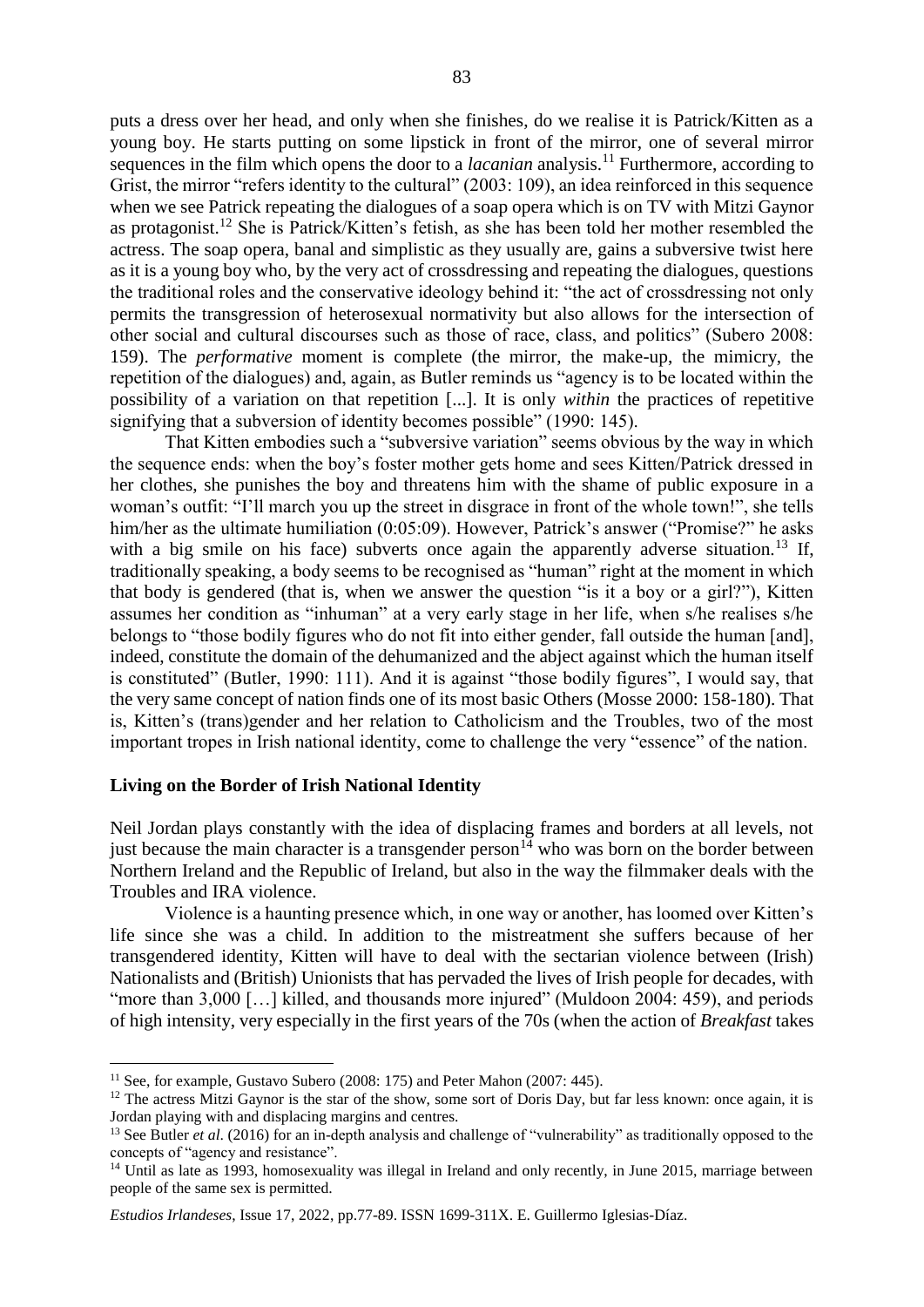puts a dress over her head, and only when she finishes, do we realise it is Patrick/Kitten as a young boy. He starts putting on some lipstick in front of the mirror, one of several mirror sequences in the film which opens the door to a *lacanian* analysis.[11] Furthermore, according to Grist, the mirror "refers identity to the cultural" (2003: 109), an idea reinforced in this sequence when we see Patrick repeating the dialogues of a soap opera which is on TV with Mitzi Gaynor as protagonist.[12] She is Patrick/Kitten's fetish, as she has been told her mother resembled the actress. The soap opera, banal and simplistic as they usually are, gains a subversive twist here as it is a young boy who, by the very act of crossdressing and repeating the dialogues, questions the traditional roles and the conservative ideology behind it: "the act of crossdressing not only permits the transgression of heterosexual normativity but also allows for the intersection of other social and cultural discourses such as those of race, class, and politics" (Subero 2008: 159). The *performative* moment is complete (the mirror, the make-up, the mimicry, the repetition of the dialogues) and, again, as Butler reminds us "agency is to be located within the possibility of a variation on that repetition [...]. It is only *within* the practices of repetitive signifying that a subversion of identity becomes possible" (1990: 145).

That Kitten embodies such a "subversive variation" seems obvious by the way in which the sequence ends: when the boy's foster mother gets home and sees Kitten/Patrick dressed in her clothes, she punishes the boy and threatens him with the shame of public exposure in a woman's outfit: "I'll march you up the street in disgrace in front of the whole town!", she tells him/her as the ultimate humiliation (0:05:09). However, Patrick's answer ("Promise?" he asks with a big smile on his face) subverts once again the apparently adverse situation.[13] If, traditionally speaking, a body seems to be recognised as "human" right at the moment in which that body is gendered (that is, when we answer the question "is it a boy or a girl?"), Kitten assumes her condition as "inhuman" at a very early stage in her life, when s/he realises s/he belongs to "those bodily figures who do not fit into either gender, fall outside the human [and], indeed, constitute the domain of the dehumanized and the abject against which the human itself is constituted" (Butler, 1990: 111). And it is against "those bodily figures", I would say, that the very same concept of nation finds one of its most basic Others (Mosse 2000: 158-180). That is, Kitten's (trans)gender and her relation to Catholicism and the Troubles, two of the most important tropes in Irish national identity, come to challenge the very "essence" of the nation.

## Living on the Border of Irish National Identity

Neil Jordan plays constantly with the idea of displacing frames and borders at all levels, not just because the main character is a transgender person[14] who was born on the border between Northern Ireland and the Republic of Ireland, but also in the way the filmmaker deals with the Troubles and IRA violence.

Violence is a haunting presence which, in one way or another, has loomed over Kitten's life since she was a child. In addition to the mistreatment she suffers because of her transgendered identity, Kitten will have to deal with the sectarian violence between (Irish) Nationalists and (British) Unionists that has pervaded the lives of Irish people for decades, with "more than 3,000 […] killed, and thousands more injured" (Muldoon 2004: 459), and periods of high intensity, very especially in the first years of the 70s (when the action of *Breakfast* takes

---

[11] See, for example, Gustavo Subero (2008: 175) and Peter Mahon (2007: 445).

[12] The actress Mitzi Gaynor is the star of the show, some sort of Doris Day, but far less known: once again, it is Jordan playing with and displacing margins and centres.

[13] See Butler *et al.* (2016) for an in-depth analysis and challenge of "vulnerability" as traditionally opposed to the concepts of "agency and resistance".

[14] Until as late as 1993, homosexuality was illegal in Ireland and only recently, in June 2015, marriage between people of the same sex is permitted.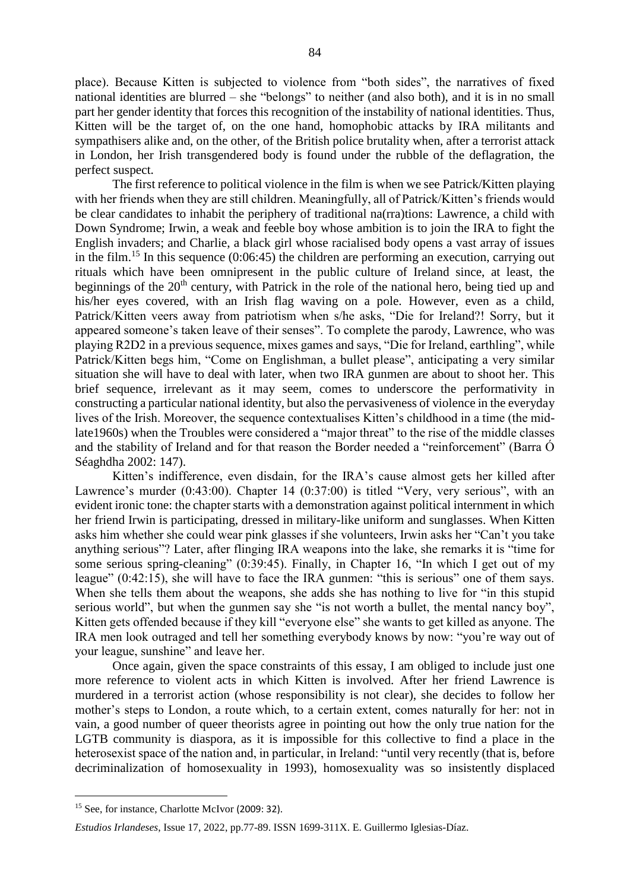place). Because Kitten is subjected to violence from "both sides", the narratives of fixed national identities are blurred – she "belongs" to neither (and also both), and it is in no small part her gender identity that forces this recognition of the instability of national identities. Thus, Kitten will be the target of, on the one hand, homophobic attacks by IRA militants and sympathisers alike and, on the other, of the British police brutality when, after a terrorist attack in London, her Irish transgendered body is found under the rubble of the deflagration, the perfect suspect.

The first reference to political violence in the film is when we see Patrick/Kitten playing with her friends when they are still children. Meaningfully, all of Patrick/Kitten's friends would be clear candidates to inhabit the periphery of traditional na(rra)tions: Lawrence, a child with Down Syndrome; Irwin, a weak and feeble boy whose ambition is to join the IRA to fight the English invaders; and Charlie, a black girl whose racialised body opens a vast array of issues in the film.[15] In this sequence (0:06:45) the children are performing an execution, carrying out rituals which have been omnipresent in the public culture of Ireland since, at least, the beginnings of the 20th century, with Patrick in the role of the national hero, being tied up and his/her eyes covered, with an Irish flag waving on a pole. However, even as a child, Patrick/Kitten veers away from patriotism when s/he asks, "Die for Ireland?! Sorry, but it appeared someone's taken leave of their senses". To complete the parody, Lawrence, who was playing R2D2 in a previous sequence, mixes games and says, "Die for Ireland, earthling", while Patrick/Kitten begs him, "Come on Englishman, a bullet please", anticipating a very similar situation she will have to deal with later, when two IRA gunmen are about to shoot her. This brief sequence, irrelevant as it may seem, comes to underscore the performativity in constructing a particular national identity, but also the pervasiveness of violence in the everyday lives of the Irish. Moreover, the sequence contextualises Kitten's childhood in a time (the mid-late1960s) when the Troubles were considered a "major threat" to the rise of the middle classes and the stability of Ireland and for that reason the Border needed a "reinforcement" (Barra Ó Séaghdha 2002: 147).

Kitten's indifference, even disdain, for the IRA's cause almost gets her killed after Lawrence's murder (0:43:00). Chapter 14 (0:37:00) is titled "Very, very serious", with an evident ironic tone: the chapter starts with a demonstration against political internment in which her friend Irwin is participating, dressed in military-like uniform and sunglasses. When Kitten asks him whether she could wear pink glasses if she volunteers, Irwin asks her "Can't you take anything serious"? Later, after flinging IRA weapons into the lake, she remarks it is "time for some serious spring-cleaning" (0:39:45). Finally, in Chapter 16, "In which I get out of my league" (0:42:15), she will have to face the IRA gunmen: "this is serious" one of them says. When she tells them about the weapons, she adds she has nothing to live for "in this stupid serious world", but when the gunmen say she "is not worth a bullet, the mental nancy boy", Kitten gets offended because if they kill "everyone else" she wants to get killed as anyone. The IRA men look outraged and tell her something everybody knows by now: "you're way out of your league, sunshine" and leave her.

Once again, given the space constraints of this essay, I am obliged to include just one more reference to violent acts in which Kitten is involved. After her friend Lawrence is murdered in a terrorist action (whose responsibility is not clear), she decides to follow her mother's steps to London, a route which, to a certain extent, comes naturally for her: not in vain, a good number of queer theorists agree in pointing out how the only true nation for the LGTB community is diaspora, as it is impossible for this collective to find a place in the heterosexist space of the nation and, in particular, in Ireland: "until very recently (that is, before decriminalization of homosexuality in 1993), homosexuality was so insistently displaced

---

[15] See, for instance, Charlotte McIvor (2009: 32).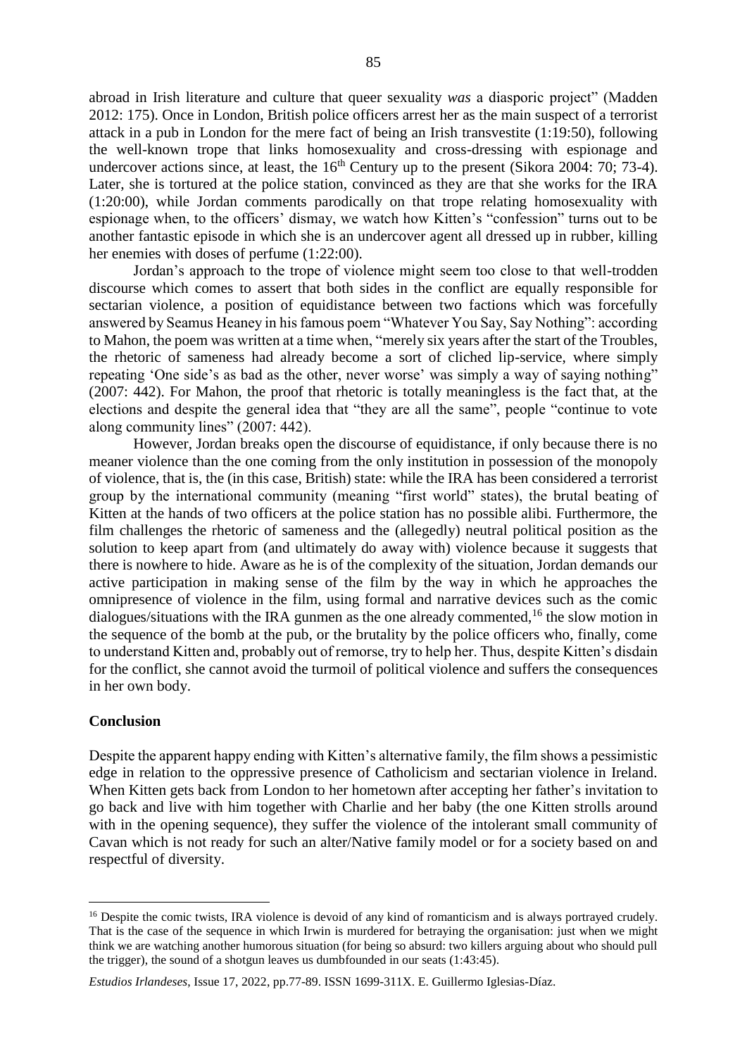abroad in Irish literature and culture that queer sexuality *was* a diasporic project" (Madden 2012: 175). Once in London, British police officers arrest her as the main suspect of a terrorist attack in a pub in London for the mere fact of being an Irish transvestite (1:19:50), following the well-known trope that links homosexuality and cross-dressing with espionage and undercover actions since, at least, the 16th Century up to the present (Sikora 2004: 70; 73-4). Later, she is tortured at the police station, convinced as they are that she works for the IRA (1:20:00), while Jordan comments parodically on that trope relating homosexuality with espionage when, to the officers' dismay, we watch how Kitten's "confession" turns out to be another fantastic episode in which she is an undercover agent all dressed up in rubber, killing her enemies with doses of perfume (1:22:00).

Jordan's approach to the trope of violence might seem too close to that well-trodden discourse which comes to assert that both sides in the conflict are equally responsible for sectarian violence, a position of equidistance between two factions which was forcefully answered by Seamus Heaney in his famous poem "Whatever You Say, Say Nothing": according to Mahon, the poem was written at a time when, "merely six years after the start of the Troubles, the rhetoric of sameness had already become a sort of cliched lip-service, where simply repeating 'One side's as bad as the other, never worse' was simply a way of saying nothing" (2007: 442). For Mahon, the proof that rhetoric is totally meaningless is the fact that, at the elections and despite the general idea that "they are all the same", people "continue to vote along community lines" (2007: 442).

However, Jordan breaks open the discourse of equidistance, if only because there is no meaner violence than the one coming from the only institution in possession of the monopoly of violence, that is, the (in this case, British) state: while the IRA has been considered a terrorist group by the international community (meaning "first world" states), the brutal beating of Kitten at the hands of two officers at the police station has no possible alibi. Furthermore, the film challenges the rhetoric of sameness and the (allegedly) neutral political position as the solution to keep apart from (and ultimately do away with) violence because it suggests that there is nowhere to hide. Aware as he is of the complexity of the situation, Jordan demands our active participation in making sense of the film by the way in which he approaches the omnipresence of violence in the film, using formal and narrative devices such as the comic dialogues/situations with the IRA gunmen as the one already commented,[16] the slow motion in the sequence of the bomb at the pub, or the brutality by the police officers who, finally, come to understand Kitten and, probably out of remorse, try to help her. Thus, despite Kitten's disdain for the conflict, she cannot avoid the turmoil of political violence and suffers the consequences in her own body.

## Conclusion

Despite the apparent happy ending with Kitten's alternative family, the film shows a pessimistic edge in relation to the oppressive presence of Catholicism and sectarian violence in Ireland. When Kitten gets back from London to her hometown after accepting her father's invitation to go back and live with him together with Charlie and her baby (the one Kitten strolls around with in the opening sequence), they suffer the violence of the intolerant small community of Cavan which is not ready for such an alter/Native family model or for a society based on and respectful of diversity.

---

[16] Despite the comic twists, IRA violence is devoid of any kind of romanticism and is always portrayed crudely. That is the case of the sequence in which Irwin is murdered for betraying the organisation: just when we might think we are watching another humorous situation (for being so absurd: two killers arguing about who should pull the trigger), the sound of a shotgun leaves us dumbfounded in our seats (1:43:45).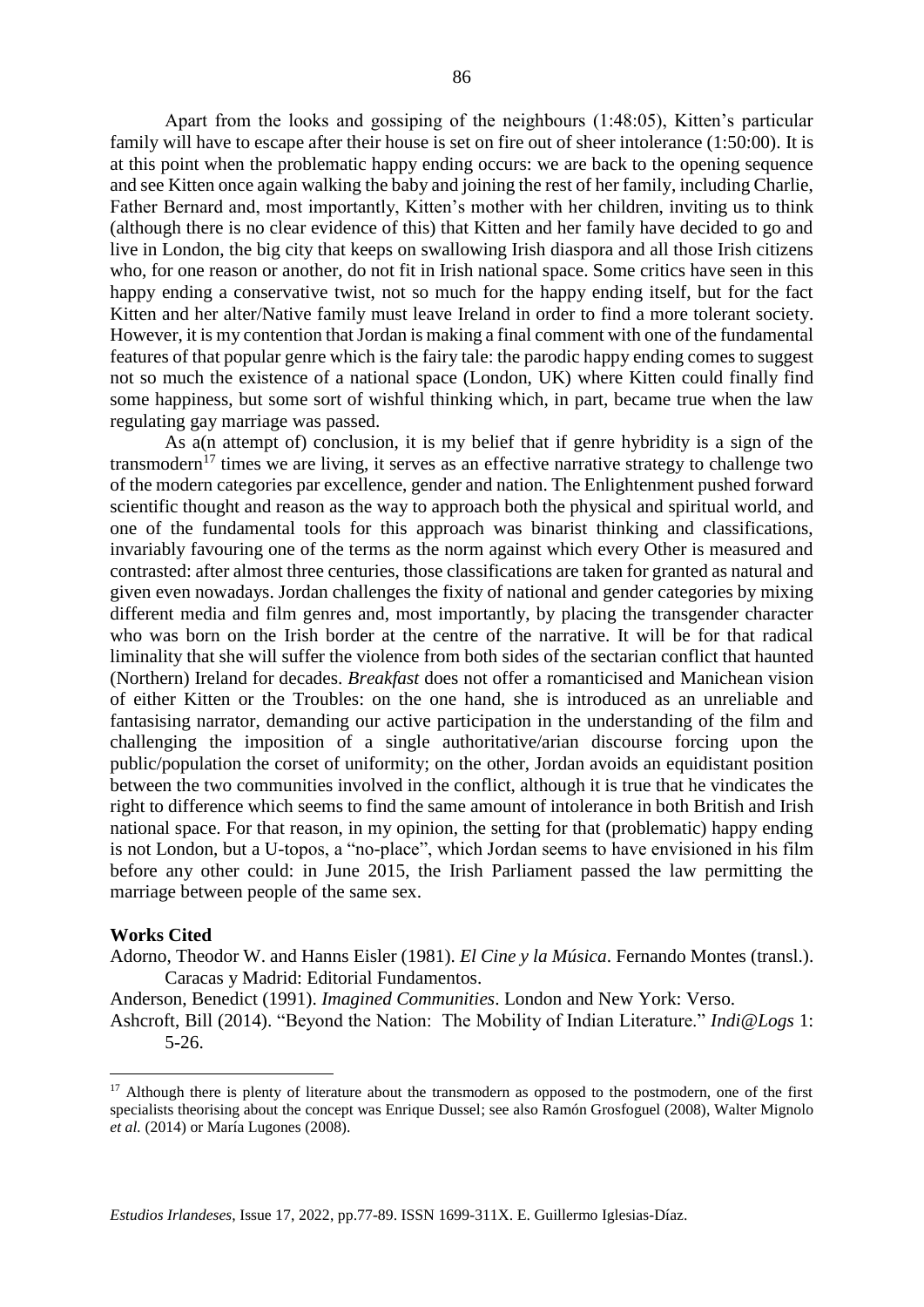Apart from the looks and gossiping of the neighbours (1:48:05), Kitten's particular family will have to escape after their house is set on fire out of sheer intolerance (1:50:00). It is at this point when the problematic happy ending occurs: we are back to the opening sequence and see Kitten once again walking the baby and joining the rest of her family, including Charlie, Father Bernard and, most importantly, Kitten's mother with her children, inviting us to think (although there is no clear evidence of this) that Kitten and her family have decided to go and live in London, the big city that keeps on swallowing Irish diaspora and all those Irish citizens who, for one reason or another, do not fit in Irish national space. Some critics have seen in this happy ending a conservative twist, not so much for the happy ending itself, but for the fact Kitten and her alter/Native family must leave Ireland in order to find a more tolerant society. However, it is my contention that Jordan is making a final comment with one of the fundamental features of that popular genre which is the fairy tale: the parodic happy ending comes to suggest not so much the existence of a national space (London, UK) where Kitten could finally find some happiness, but some sort of wishful thinking which, in part, became true when the law regulating gay marriage was passed.

As a(n attempt of) conclusion, it is my belief that if genre hybridity is a sign of the transmodern[17] times we are living, it serves as an effective narrative strategy to challenge two of the modern categories par excellence, gender and nation. The Enlightenment pushed forward scientific thought and reason as the way to approach both the physical and spiritual world, and one of the fundamental tools for this approach was binarist thinking and classifications, invariably favouring one of the terms as the norm against which every Other is measured and contrasted: after almost three centuries, those classifications are taken for granted as natural and given even nowadays. Jordan challenges the fixity of national and gender categories by mixing different media and film genres and, most importantly, by placing the transgender character who was born on the Irish border at the centre of the narrative. It will be for that radical liminality that she will suffer the violence from both sides of the sectarian conflict that haunted (Northern) Ireland for decades. *Breakfast* does not offer a romanticised and Manichean vision of either Kitten or the Troubles: on the one hand, she is introduced as an unreliable and fantasising narrator, demanding our active participation in the understanding of the film and challenging the imposition of a single authoritative/arian discourse forcing upon the public/population the corset of uniformity; on the other, Jordan avoids an equidistant position between the two communities involved in the conflict, although it is true that he vindicates the right to difference which seems to find the same amount of intolerance in both British and Irish national space. For that reason, in my opinion, the setting for that (problematic) happy ending is not London, but a U-topos, a "no-place", which Jordan seems to have envisioned in his film before any other could: in June 2015, the Irish Parliament passed the law permitting the marriage between people of the same sex.

**Works Cited**

Adorno, Theodor W. and Hanns Eisler (1981). *El Cine y la Música*. Fernando Montes (transl.). Caracas y Madrid: Editorial Fundamentos.

Anderson, Benedict (1991). *Imagined Communities*. London and New York: Verso.

Ashcroft, Bill (2014). "Beyond the Nation: The Mobility of Indian Literature." *Indi@Logs* 1: 5-26.

[17] Although there is plenty of literature about the transmodern as opposed to the postmodern, one of the first specialists theorising about the concept was Enrique Dussel; see also Ramón Grosfoguel (2008), Walter Mignolo *et al.* (2014) or María Lugones (2008).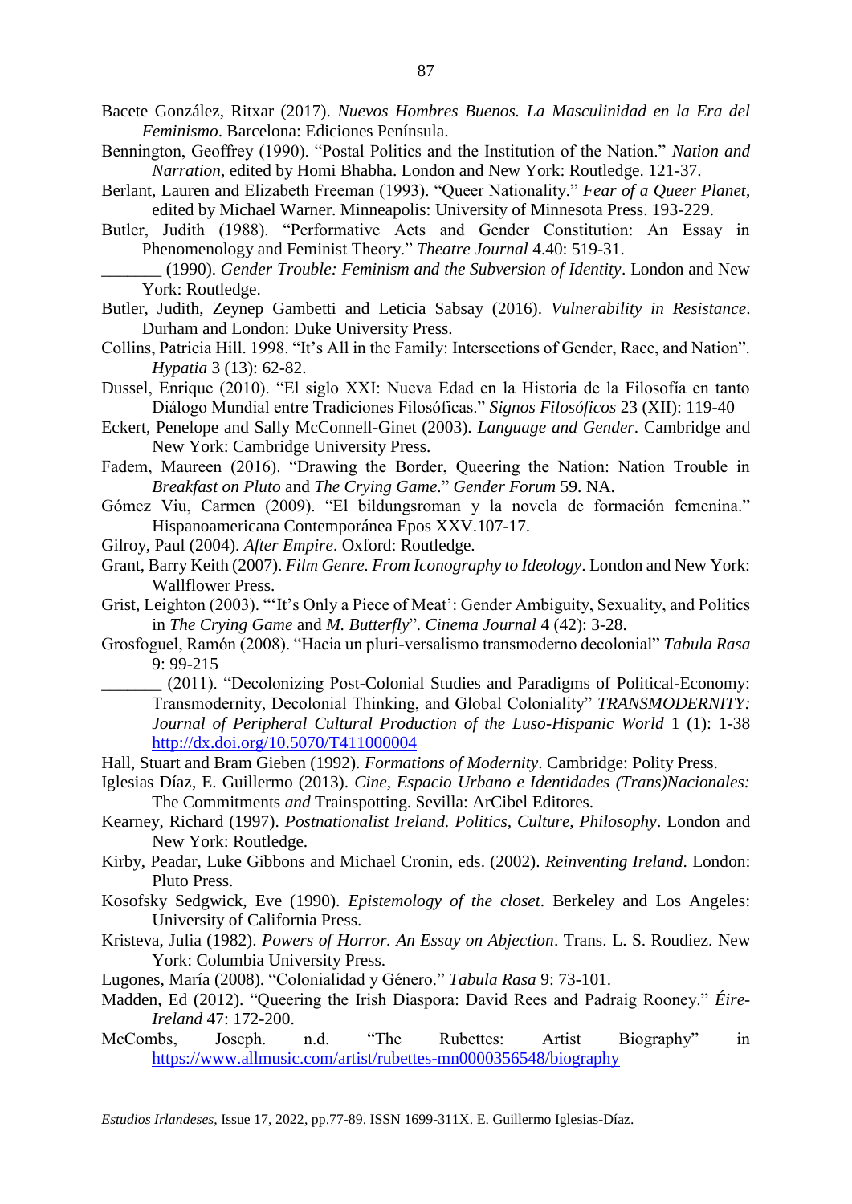Bacete González, Ritxar (2017). *Nuevos Hombres Buenos. La Masculinidad en la Era del Feminismo*. Barcelona: Ediciones Península.

Bennington, Geoffrey (1990). "Postal Politics and the Institution of the Nation." *Nation and Narration*, edited by Homi Bhabha. London and New York: Routledge. 121-37.

Berlant, Lauren and Elizabeth Freeman (1993). "Queer Nationality." *Fear of a Queer Planet*, edited by Michael Warner. Minneapolis: University of Minnesota Press. 193-229.

Butler, Judith (1988). "Performative Acts and Gender Constitution: An Essay in Phenomenology and Feminist Theory." *Theatre Journal* 4.40: 519-31.

_______ (1990). *Gender Trouble: Feminism and the Subversion of Identity*. London and New York: Routledge.

Butler, Judith, Zeynep Gambetti and Leticia Sabsay (2016). *Vulnerability in Resistance*. Durham and London: Duke University Press.

Collins, Patricia Hill. 1998. "It's All in the Family: Intersections of Gender, Race, and Nation". *Hypatia* 3 (13): 62-82.

Dussel, Enrique (2010). "El siglo XXI: Nueva Edad en la Historia de la Filosofía en tanto Diálogo Mundial entre Tradiciones Filosóficas." *Signos Filosóficos* 23 (XII): 119-40

Eckert, Penelope and Sally McConnell-Ginet (2003). *Language and Gender*. Cambridge and New York: Cambridge University Press.

Fadem, Maureen (2016). "Drawing the Border, Queering the Nation: Nation Trouble in *Breakfast on Pluto* and *The Crying Game*." *Gender Forum* 59. NA.

Gómez Viu, Carmen (2009). "El bildungsroman y la novela de formación femenina." Hispanoamericana Contemporánea Epos XXV.107-17.

Gilroy, Paul (2004). *After Empire*. Oxford: Routledge.

Grant, Barry Keith (2007). *Film Genre. From Iconography to Ideology*. London and New York: Wallflower Press.

Grist, Leighton (2003). "'It's Only a Piece of Meat': Gender Ambiguity, Sexuality, and Politics in *The Crying Game* and *M. Butterfly*". *Cinema Journal* 4 (42): 3-28.

Grosfoguel, Ramón (2008). "Hacia un pluri-versalismo transmoderno decolonial" *Tabula Rasa* 9: 99-215

_______ (2011). "Decolonizing Post-Colonial Studies and Paradigms of Political-Economy: Transmodernity, Decolonial Thinking, and Global Coloniality" *TRANSMODERNITY: Journal of Peripheral Cultural Production of the Luso-Hispanic World* 1 (1): 1-38 http://dx.doi.org/10.5070/T411000004

Hall, Stuart and Bram Gieben (1992). *Formations of Modernity*. Cambridge: Polity Press.

Iglesias Díaz, E. Guillermo (2013). *Cine, Espacio Urbano e Identidades (Trans)Nacionales:* The Commitments *and* Trainspotting. Sevilla: ArCibel Editores.

Kearney, Richard (1997). *Postnationalist Ireland. Politics, Culture, Philosophy*. London and New York: Routledge.

Kirby, Peadar, Luke Gibbons and Michael Cronin, eds. (2002). *Reinventing Ireland*. London: Pluto Press.

Kosofsky Sedgwick, Eve (1990). *Epistemology of the closet*. Berkeley and Los Angeles: University of California Press.

Kristeva, Julia (1982). *Powers of Horror. An Essay on Abjection*. Trans. L. S. Roudiez. New York: Columbia University Press.

Lugones, María (2008). "Colonialidad y Género." *Tabula Rasa* 9: 73-101.

Madden, Ed (2012). "Queering the Irish Diaspora: David Rees and Padraig Rooney." *Éire-Ireland* 47: 172-200.

McCombs, Joseph. n.d. "The Rubettes: Artist Biography" in https://www.allmusic.com/artist/rubettes-mn0000356548/biography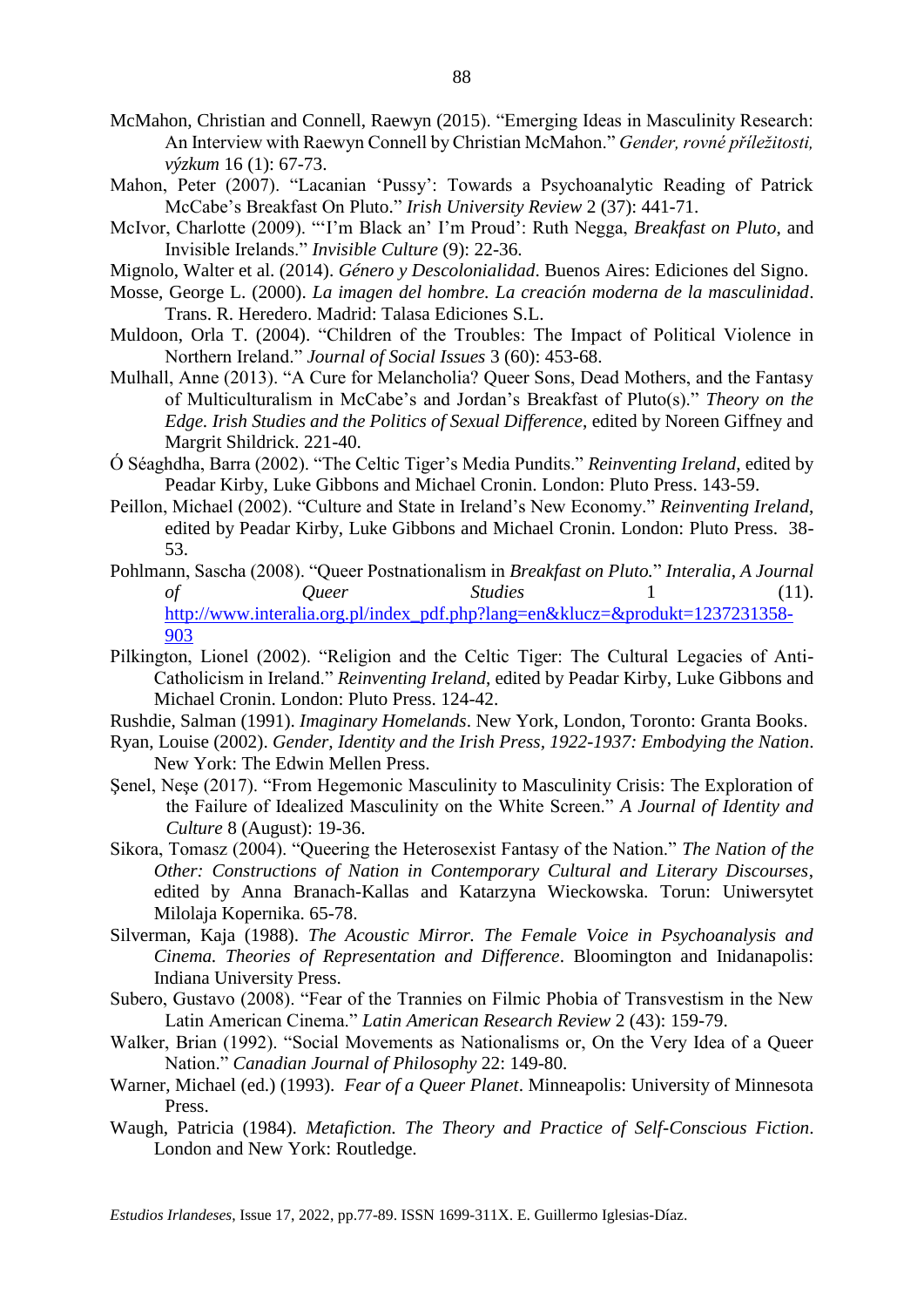McMahon, Christian and Connell, Raewyn (2015). "Emerging Ideas in Masculinity Research: An Interview with Raewyn Connell by Christian McMahon." *Gender, rovné příležitosti, výzkum* 16 (1): 67-73.

Mahon, Peter (2007). "Lacanian 'Pussy': Towards a Psychoanalytic Reading of Patrick McCabe's Breakfast On Pluto." *Irish University Review* 2 (37): 441-71.

McIvor, Charlotte (2009). "'I'm Black an' I'm Proud': Ruth Negga, *Breakfast on Pluto*, and Invisible Irelands." *Invisible Culture* (9): 22-36.

Mignolo, Walter et al. (2014). *Género y Descolonialidad*. Buenos Aires: Ediciones del Signo.

Mosse, George L. (2000). *La imagen del hombre. La creación moderna de la masculinidad*. Trans. R. Heredero. Madrid: Talasa Ediciones S.L.

Muldoon, Orla T. (2004). "Children of the Troubles: The Impact of Political Violence in Northern Ireland." *Journal of Social Issues* 3 (60): 453-68.

Mulhall, Anne (2013). "A Cure for Melancholia? Queer Sons, Dead Mothers, and the Fantasy of Multiculturalism in McCabe's and Jordan's Breakfast of Pluto(s)." *Theory on the Edge. Irish Studies and the Politics of Sexual Difference*, edited by Noreen Giffney and Margrit Shildrick. 221-40.

Ó Séaghdha, Barra (2002). "The Celtic Tiger's Media Pundits." *Reinventing Ireland*, edited by Peadar Kirby, Luke Gibbons and Michael Cronin. London: Pluto Press. 143-59.

Peillon, Michael (2002). "Culture and State in Ireland's New Economy." *Reinventing Ireland*, edited by Peadar Kirby, Luke Gibbons and Michael Cronin. London: Pluto Press. 38-53.

Pohlmann, Sascha (2008). "Queer Postnationalism in *Breakfast on Pluto.*" *Interalia, A Journal of Queer Studies* 1 (11). http://www.interalia.org.pl/index_pdf.php?lang=en&klucz=&produkt=1237231358-903

Pilkington, Lionel (2002). "Religion and the Celtic Tiger: The Cultural Legacies of Anti-Catholicism in Ireland." *Reinventing Ireland*, edited by Peadar Kirby, Luke Gibbons and Michael Cronin. London: Pluto Press. 124-42.

Rushdie, Salman (1991). *Imaginary Homelands*. New York, London, Toronto: Granta Books.

Ryan, Louise (2002). *Gender, Identity and the Irish Press, 1922-1937: Embodying the Nation*. New York: The Edwin Mellen Press.

Şenel, Neşe (2017). "From Hegemonic Masculinity to Masculinity Crisis: The Exploration of the Failure of Idealized Masculinity on the White Screen." *A Journal of Identity and Culture* 8 (August): 19-36.

Sikora, Tomasz (2004). "Queering the Heterosexist Fantasy of the Nation." *The Nation of the Other: Constructions of Nation in Contemporary Cultural and Literary Discourses*, edited by Anna Branach-Kallas and Katarzyna Wieckowska. Torun: Uniwersytet Milolaja Kopernika. 65-78.

Silverman, Kaja (1988). *The Acoustic Mirror. The Female Voice in Psychoanalysis and Cinema. Theories of Representation and Difference*. Bloomington and Inidanapolis: Indiana University Press.

Subero, Gustavo (2008). "Fear of the Trannies on Filmic Phobia of Transvestism in the New Latin American Cinema." *Latin American Research Review* 2 (43): 159-79.

Walker, Brian (1992). "Social Movements as Nationalisms or, On the Very Idea of a Queer Nation." *Canadian Journal of Philosophy* 22: 149-80.

Warner, Michael (ed.) (1993). *Fear of a Queer Planet*. Minneapolis: University of Minnesota Press.

Waugh, Patricia (1984). *Metafiction. The Theory and Practice of Self-Conscious Fiction*. London and New York: Routledge.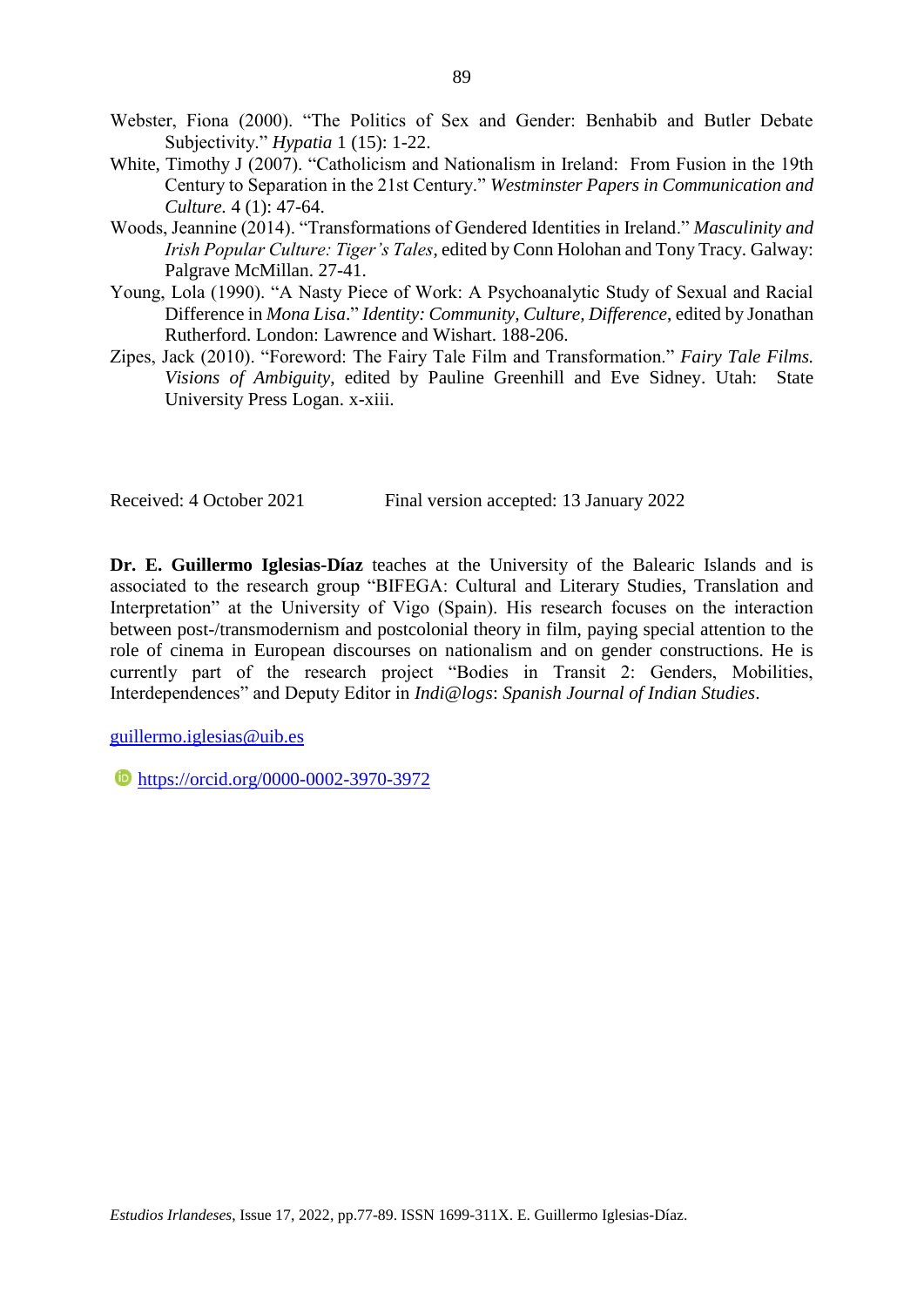Webster, Fiona (2000). "The Politics of Sex and Gender: Benhabib and Butler Debate Subjectivity." *Hypatia* 1 (15): 1-22.

White, Timothy J (2007). "Catholicism and Nationalism in Ireland: From Fusion in the 19th Century to Separation in the 21st Century." *Westminster Papers in Communication and Culture.* 4 (1): 47-64.

Woods, Jeannine (2014). "Transformations of Gendered Identities in Ireland." *Masculinity and Irish Popular Culture: Tiger's Tales*, edited by Conn Holohan and Tony Tracy. Galway: Palgrave McMillan. 27-41.

Young, Lola (1990). "A Nasty Piece of Work: A Psychoanalytic Study of Sexual and Racial Difference in *Mona Lisa*." *Identity: Community, Culture, Difference*, edited by Jonathan Rutherford. London: Lawrence and Wishart. 188-206.

Zipes, Jack (2010). "Foreword: The Fairy Tale Film and Transformation." *Fairy Tale Films. Visions of Ambiguity*, edited by Pauline Greenhill and Eve Sidney. Utah: State University Press Logan. x-xiii.

Received: 4 October 2021 Final version accepted: 13 January 2022

**Dr. E. Guillermo Iglesias-Díaz** teaches at the University of the Balearic Islands and is associated to the research group "BIFEGA: Cultural and Literary Studies, Translation and Interpretation" at the University of Vigo (Spain). His research focuses on the interaction between post-/transmodernism and postcolonial theory in film, paying special attention to the role of cinema in European discourses on nationalism and on gender constructions. He is currently part of the research project "Bodies in Transit 2: Genders, Mobilities, Interdependences" and Deputy Editor in *Indi@logs*: *Spanish Journal of Indian Studies*.

guillermo.iglesias@uib.es

https://orcid.org/0000-0002-3970-3972